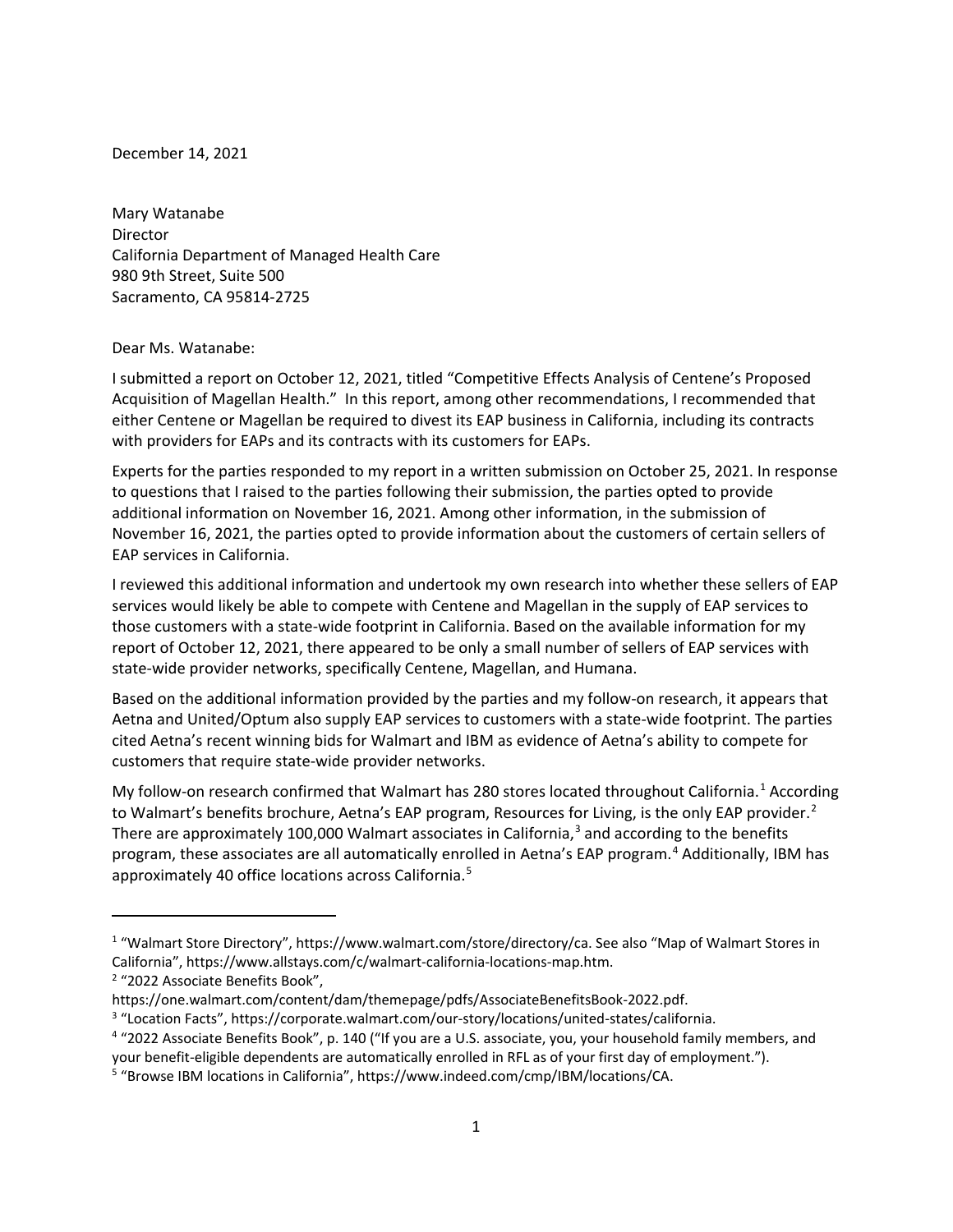December 14, 2021

Mary Watanabe
Director
California Department of Managed Health Care
980 9th Street, Suite 500
Sacramento, CA 95814-2725

Dear Ms. Watanabe:

I submitted a report on October 12, 2021, titled "Competitive Effects Analysis of Centene's Proposed Acquisition of Magellan Health." In this report, among other recommendations, I recommended that either Centene or Magellan be required to divest its EAP business in California, including its contracts with providers for EAPs and its contracts with its customers for EAPs.

Experts for the parties responded to my report in a written submission on October 25, 2021. In response to questions that I raised to the parties following their submission, the parties opted to provide additional information on November 16, 2021. Among other information, in the submission of November 16, 2021, the parties opted to provide information about the customers of certain sellers of EAP services in California.

I reviewed this additional information and undertook my own research into whether these sellers of EAP services would likely be able to compete with Centene and Magellan in the supply of EAP services to those customers with a state-wide footprint in California. Based on the available information for my report of October 12, 2021, there appeared to be only a small number of sellers of EAP services with state-wide provider networks, specifically Centene, Magellan, and Humana.

Based on the additional information provided by the parties and my follow-on research, it appears that Aetna and United/Optum also supply EAP services to customers with a state-wide footprint. The parties cited Aetna's recent winning bids for Walmart and IBM as evidence of Aetna's ability to compete for customers that require state-wide provider networks.

My follow-on research confirmed that Walmart has 280 stores located throughout California.[1] According to Walmart's benefits brochure, Aetna's EAP program, Resources for Living, is the only EAP provider.[2] There are approximately 100,000 Walmart associates in California,[3] and according to the benefits program, these associates are all automatically enrolled in Aetna's EAP program.[4] Additionally, IBM has approximately 40 office locations across California.[5]

---

[1] "Walmart Store Directory", https://www.walmart.com/store/directory/ca. See also "Map of Walmart Stores in California", https://www.allstays.com/c/walmart-california-locations-map.htm.

[2] "2022 Associate Benefits Book", https://one.walmart.com/content/dam/themepage/pdfs/AssociateBenefitsBook-2022.pdf.

[3] "Location Facts", https://corporate.walmart.com/our-story/locations/united-states/california.

[4] "2022 Associate Benefits Book", p. 140 ("If you are a U.S. associate, you, your household family members, and your benefit-eligible dependents are automatically enrolled in RFL as of your first day of employment.").

[5] "Browse IBM locations in California", https://www.indeed.com/cmp/IBM/locations/CA.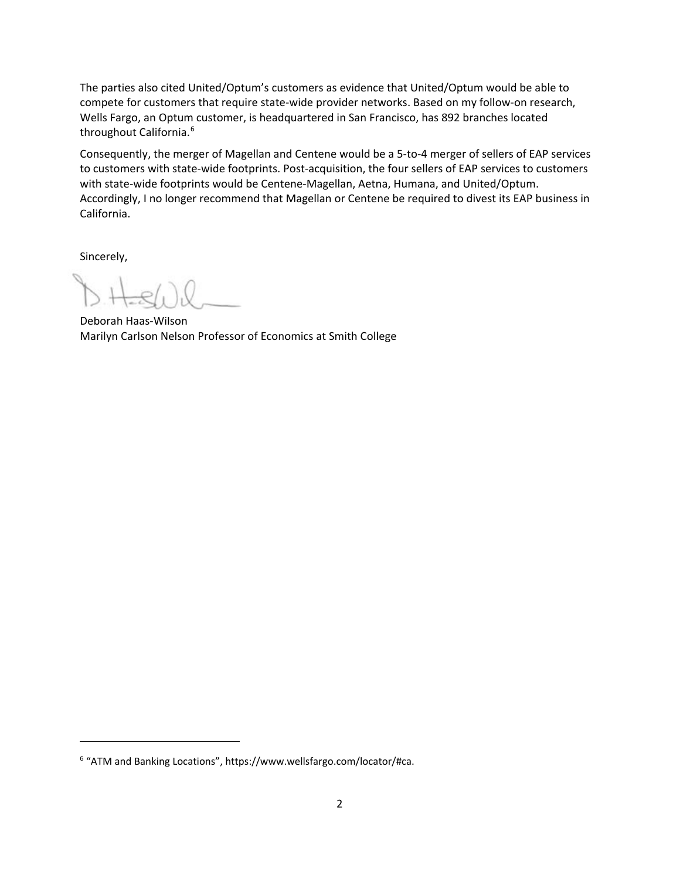The parties also cited United/Optum's customers as evidence that United/Optum would be able to compete for customers that require state-wide provider networks. Based on my follow-on research, Wells Fargo, an Optum customer, is headquartered in San Francisco, has 892 branches located throughout California.[6]

Consequently, the merger of Magellan and Centene would be a 5-to-4 merger of sellers of EAP services to customers with state-wide footprints. Post-acquisition, the four sellers of EAP services to customers with state-wide footprints would be Centene-Magellan, Aetna, Humana, and United/Optum. Accordingly, I no longer recommend that Magellan or Centene be required to divest its EAP business in California.

Sincerely,

Deborah Haas-Wilson
Marilyn Carlson Nelson Professor of Economics at Smith College

---

[6] "ATM and Banking Locations", https://www.wellsfargo.com/locator/#ca.